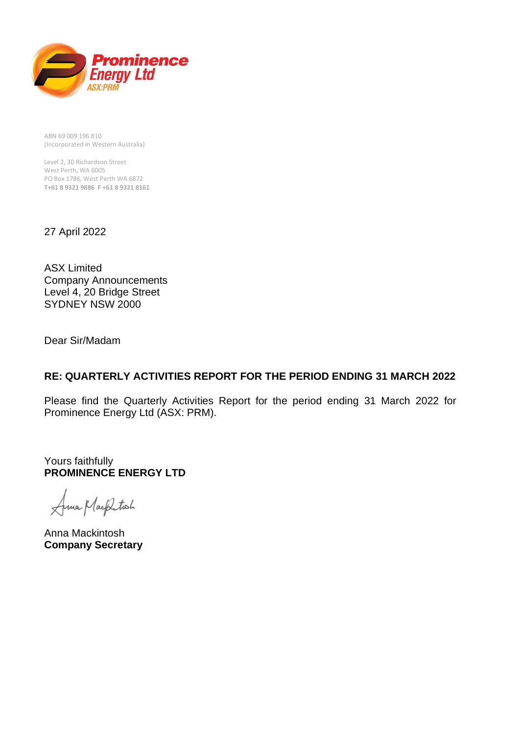**Prominence Energy Ltd**
**ASX:PRM**

ABN 69 009 196 810
(Incorporated in Western Australia)

Level 2, 30 Richardson Street
West Perth, WA 6005
PO Box 1786, West Perth WA 6872
**T+61 8 9321 9886 F +61 8 9321 8161**

27 April 2022

ASX Limited
Company Announcements
Level 4, 20 Bridge Street
SYDNEY NSW 2000

Dear Sir/Madam

**RE: QUARTERLY ACTIVITIES REPORT FOR THE PERIOD ENDING 31 MARCH 2022**

Please find the Quarterly Activities Report for the period ending 31 March 2022 for Prominence Energy Ltd (ASX: PRM).

Yours faithfully
**PROMINENCE ENERGY LTD**

Anna Mackintosh
**Company Secretary**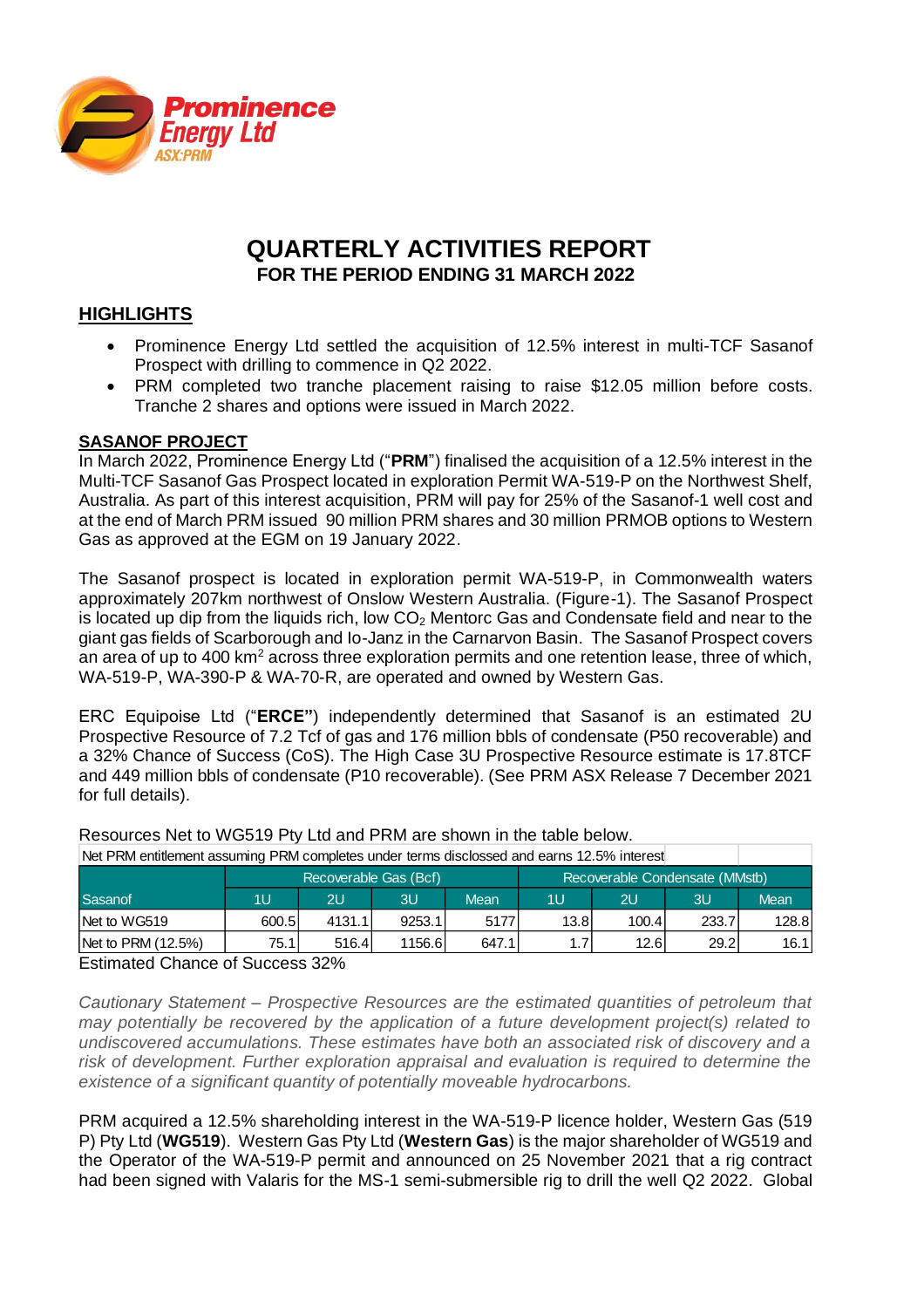# QUARTERLY ACTIVITIES REPORT

## FOR THE PERIOD ENDING 31 MARCH 2022

## HIGHLIGHTS

- Prominence Energy Ltd settled the acquisition of 12.5% interest in multi-TCF Sasanof Prospect with drilling to commence in Q2 2022.
- PRM completed two tranche placement raising to raise $12.05 million before costs. Tranche 2 shares and options were issued in March 2022.

## SASANOF PROJECT

In March 2022, Prominence Energy Ltd ("**PRM**") finalised the acquisition of a 12.5% interest in the Multi-TCF Sasanof Gas Prospect located in exploration Permit WA-519-P on the Northwest Shelf, Australia. As part of this interest acquisition, PRM will pay for 25% of the Sasanof-1 well cost and at the end of March PRM issued 90 million PRM shares and 30 million PRMOB options to Western Gas as approved at the EGM on 19 January 2022.

The Sasanof prospect is located in exploration permit WA-519-P, in Commonwealth waters approximately 207km northwest of Onslow Western Australia. (Figure-1). The Sasanof Prospect is located up dip from the liquids rich, low $CO_2$ Mentorc Gas and Condensate field and near to the giant gas fields of Scarborough and Io-Janz in the Carnarvon Basin. The Sasanof Prospect covers an area of up to 400 km$^2$ across three exploration permits and one retention lease, three of which, WA-519-P, WA-390-P & WA-70-R, are operated and owned by Western Gas.

ERC Equipoise Ltd ("**ERCE"**) independently determined that Sasanof is an estimated 2U Prospective Resource of 7.2 Tcf of gas and 176 million bbls of condensate (P50 recoverable) and a 32% Chance of Success (CoS). The High Case 3U Prospective Resource estimate is 17.8TCF and 449 million bbls of condensate (P10 recoverable). (See PRM ASX Release 7 December 2021 for full details).

Resources Net to WG519 Pty Ltd and PRM are shown in the table below.

| Net PRM entitlement assuming PRM completes under terms disclosed and earns 12.5% interest | | | | | | | | |
|---|---|---|---|---|---|---|---|---|
| | Recoverable Gas (Bcf) | | | | Recoverable Condensate (MMstb) | | | |
| Sasanof | 1U | 2U | 3U | Mean | 1U | 2U | 3U | Mean |
| Net to WG519 | 600.5 | 4131.1 | 9253.1 | 5177 | 13.8 | 100.4 | 233.7 | 128.8 |
| Net to PRM (12.5%) | 75.1 | 516.4 | 1156.6 | 647.1 | 1.7 | 12.6 | 29.2 | 16.1 |

Estimated Chance of Success 32%

*Cautionary Statement – Prospective Resources are the estimated quantities of petroleum that may potentially be recovered by the application of a future development project(s) related to undiscovered accumulations. These estimates have both an associated risk of discovery and a risk of development. Further exploration appraisal and evaluation is required to determine the existence of a significant quantity of potentially moveable hydrocarbons.*

PRM acquired a 12.5% shareholding interest in the WA-519-P licence holder, Western Gas (519 P) Pty Ltd (**WG519**). Western Gas Pty Ltd (**Western Gas**) is the major shareholder of WG519 and the Operator of the WA-519-P permit and announced on 25 November 2021 that a rig contract had been signed with Valaris for the MS-1 semi-submersible rig to drill the well Q2 2022. Global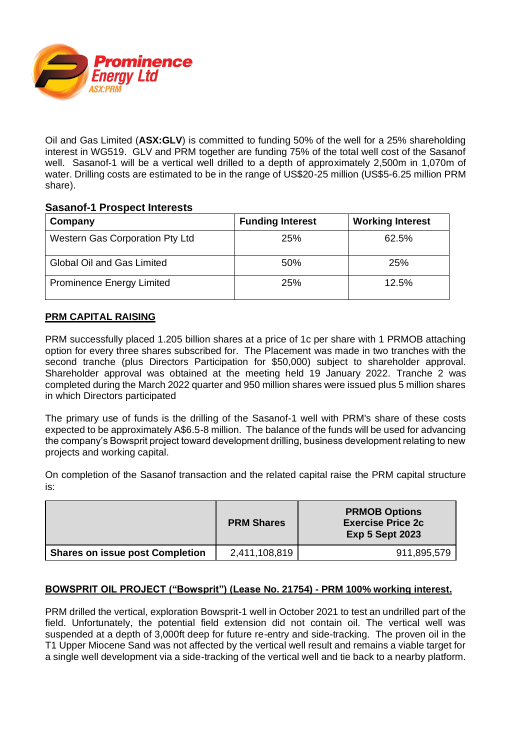Oil and Gas Limited (**ASX:GLV**) is committed to funding 50% of the well for a 25% shareholding interest in WG519. GLV and PRM together are funding 75% of the total well cost of the Sasanof well. Sasanof-1 will be a vertical well drilled to a depth of approximately 2,500m in 1,070m of water. Drilling costs are estimated to be in the range of US$20-25 million (US$5-6.25 million PRM share).

### Sasanof-1 Prospect Interests

| Company | Funding Interest | Working Interest |
|---|---|---|
| Western Gas Corporation Pty Ltd | 25% | 62.5% |
| Global Oil and Gas Limited | 50% | 25% |
| Prominence Energy Limited | 25% | 12.5% |

## PRM CAPITAL RAISING

PRM successfully placed 1.205 billion shares at a price of 1c per share with 1 PRMOB attaching option for every three shares subscribed for. The Placement was made in two tranches with the second tranche (plus Directors Participation for $50,000) subject to shareholder approval. Shareholder approval was obtained at the meeting held 19 January 2022. Tranche 2 was completed during the March 2022 quarter and 950 million shares were issued plus 5 million shares in which Directors participated

The primary use of funds is the drilling of the Sasanof-1 well with PRM's share of these costs expected to be approximately A$6.5-8 million. The balance of the funds will be used for advancing the company's Bowsprit project toward development drilling, business development relating to new projects and working capital.

On completion of the Sasanof transaction and the related capital raise the PRM capital structure is:

| | PRM Shares | PRMOB Options Exercise Price 2c Exp 5 Sept 2023 |
|---|---|---|
| **Shares on issue post Completion** | 2,411,108,819 | 911,895,579 |

## BOWSPRIT OIL PROJECT ("Bowsprit") (Lease No. 21754) - PRM 100% working interest.

PRM drilled the vertical, exploration Bowsprit-1 well in October 2021 to test an undrilled part of the field. Unfortunately, the potential field extension did not contain oil. The vertical well was suspended at a depth of 3,000ft deep for future re-entry and side-tracking. The proven oil in the T1 Upper Miocene Sand was not affected by the vertical well result and remains a viable target for a single well development via a side-tracking of the vertical well and tie back to a nearby platform.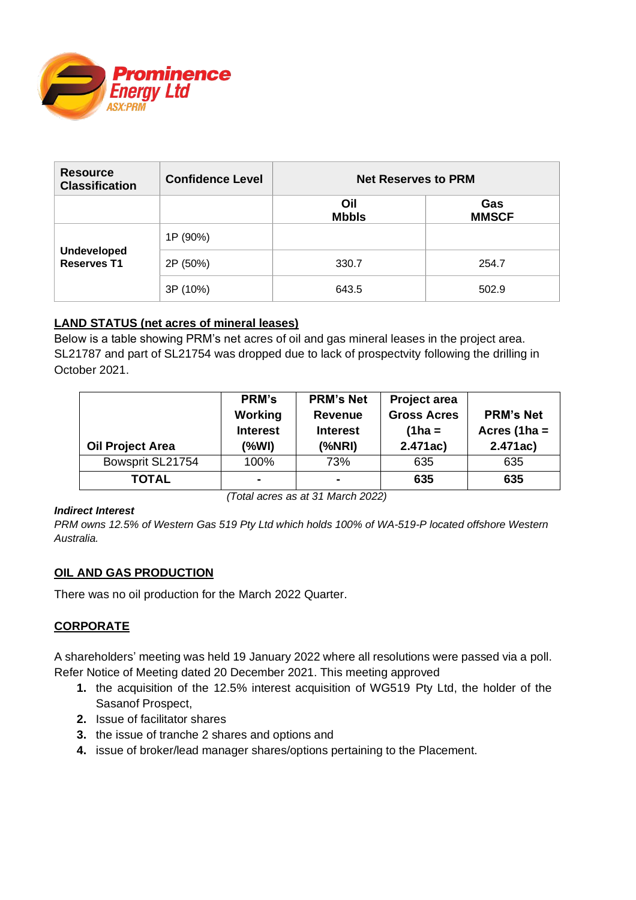| Resource Classification | Confidence Level | Net Reserves to PRM | |
|---|---|---|---|
| | | **Oil Mbbls** | **Gas MMSCF** |
| **Undeveloped Reserves T1** | 1P (90%) | | |
| | 2P (50%) | 330.7 | 254.7 |
| | 3P (10%) | 643.5 | 502.9 |

## LAND STATUS (net acres of mineral leases)

Below is a table showing PRM's net acres of oil and gas mineral leases in the project area. SL21787 and part of SL21754 was dropped due to lack of prospectvity following the drilling in October 2021.

| Oil Project Area | PRM's Working Interest (%WI) | PRM's Net Revenue Interest (%NRI) | Project area Gross Acres (1ha = 2.471ac) | PRM's Net Acres (1ha = 2.471ac) |
|---|---|---|---|---|
| Bowsprit SL21754 | 100% | 73% | 635 | 635 |
| **TOTAL** | **-** | **-** | **635** | **635** |

*(Total acres as at 31 March 2022)*

***Indirect Interest***

*PRM owns 12.5% of Western Gas 519 Pty Ltd which holds 100% of WA-519-P located offshore Western Australia.*

## OIL AND GAS PRODUCTION

There was no oil production for the March 2022 Quarter.

## CORPORATE

A shareholders' meeting was held 19 January 2022 where all resolutions were passed via a poll. Refer Notice of Meeting dated 20 December 2021. This meeting approved

1. the acquisition of the 12.5% interest acquisition of WG519 Pty Ltd, the holder of the Sasanof Prospect,
2. Issue of facilitator shares
3. the issue of tranche 2 shares and options and
4. issue of broker/lead manager shares/options pertaining to the Placement.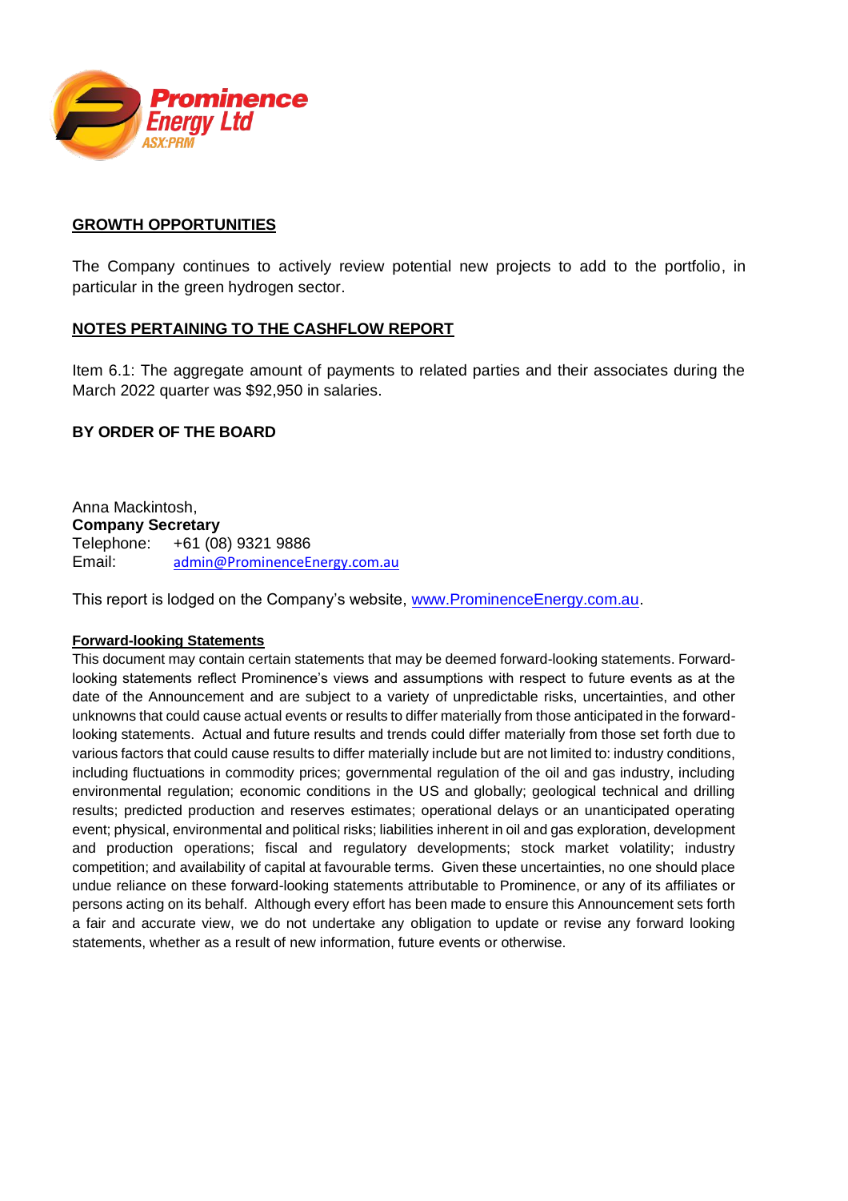## GROWTH OPPORTUNITIES

The Company continues to actively review potential new projects to add to the portfolio, in particular in the green hydrogen sector.

## NOTES PERTAINING TO THE CASHFLOW REPORT

Item 6.1: The aggregate amount of payments to related parties and their associates during the March 2022 quarter was $92,950 in salaries.

**BY ORDER OF THE BOARD**

Anna Mackintosh,
**Company Secretary**
Telephone: +61 (08) 9321 9886
Email: admin@ProminenceEnergy.com.au

This report is lodged on the Company's website, www.ProminenceEnergy.com.au.

**Forward-looking Statements**

This document may contain certain statements that may be deemed forward-looking statements. Forward-looking statements reflect Prominence's views and assumptions with respect to future events as at the date of the Announcement and are subject to a variety of unpredictable risks, uncertainties, and other unknowns that could cause actual events or results to differ materially from those anticipated in the forward-looking statements. Actual and future results and trends could differ materially from those set forth due to various factors that could cause results to differ materially include but are not limited to: industry conditions, including fluctuations in commodity prices; governmental regulation of the oil and gas industry, including environmental regulation; economic conditions in the US and globally; geological technical and drilling results; predicted production and reserves estimates; operational delays or an unanticipated operating event; physical, environmental and political risks; liabilities inherent in oil and gas exploration, development and production operations; fiscal and regulatory developments; stock market volatility; industry competition; and availability of capital at favourable terms. Given these uncertainties, no one should place undue reliance on these forward-looking statements attributable to Prominence, or any of its affiliates or persons acting on its behalf. Although every effort has been made to ensure this Announcement sets forth a fair and accurate view, we do not undertake any obligation to update or revise any forward looking statements, whether as a result of new information, future events or otherwise.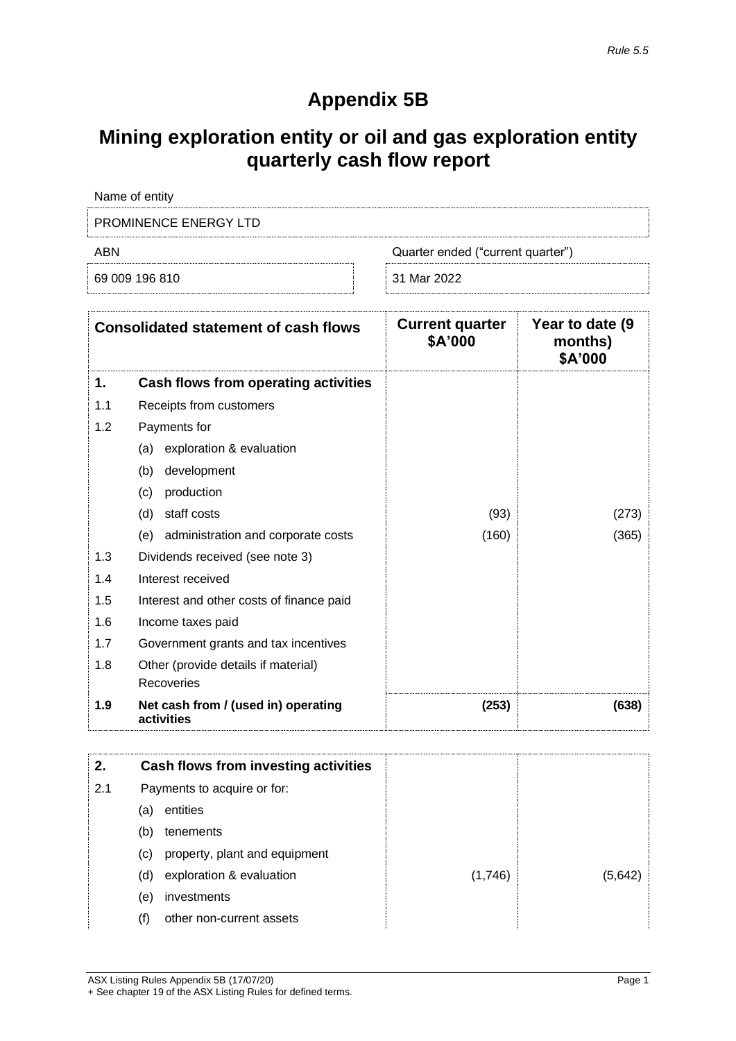*Rule 5.5*

# Appendix 5B

## Mining exploration entity or oil and gas exploration entity quarterly cash flow report

Name of entity

PROMINENCE ENERGY LTD

| ABN | Quarter ended ("current quarter") |
|---|---|
| 69 009 196 810 | 31 Mar 2022 |

| | Consolidated statement of cash flows | Current quarter $A'000 | Year to date (9 months) $A'000 |
|---|---|---|---|
| **1.** | **Cash flows from operating activities** | | |
| 1.1 | Receipts from customers | | |
| 1.2 | Payments for | | |
| | (a) exploration & evaluation | | |
| | (b) development | | |
| | (c) production | | |
| | (d) staff costs | (93) | (273) |
| | (e) administration and corporate costs | (160) | (365) |
| 1.3 | Dividends received (see note 3) | | |
| 1.4 | Interest received | | |
| 1.5 | Interest and other costs of finance paid | | |
| 1.6 | Income taxes paid | | |
| 1.7 | Government grants and tax incentives | | |
| 1.8 | Other (provide details if material) Recoveries | | |
| **1.9** | **Net cash from / (used in) operating activities** | **(253)** | **(638)** |

| | | | |
|---|---|---|---|
| **2.** | **Cash flows from investing activities** | | |
| 2.1 | Payments to acquire or for: | | |
| | (a) entities | | |
| | (b) tenements | | |
| | (c) property, plant and equipment | | |
| | (d) exploration & evaluation | (1,746) | (5,642) |
| | (e) investments | | |
| | (f) other non-current assets | | |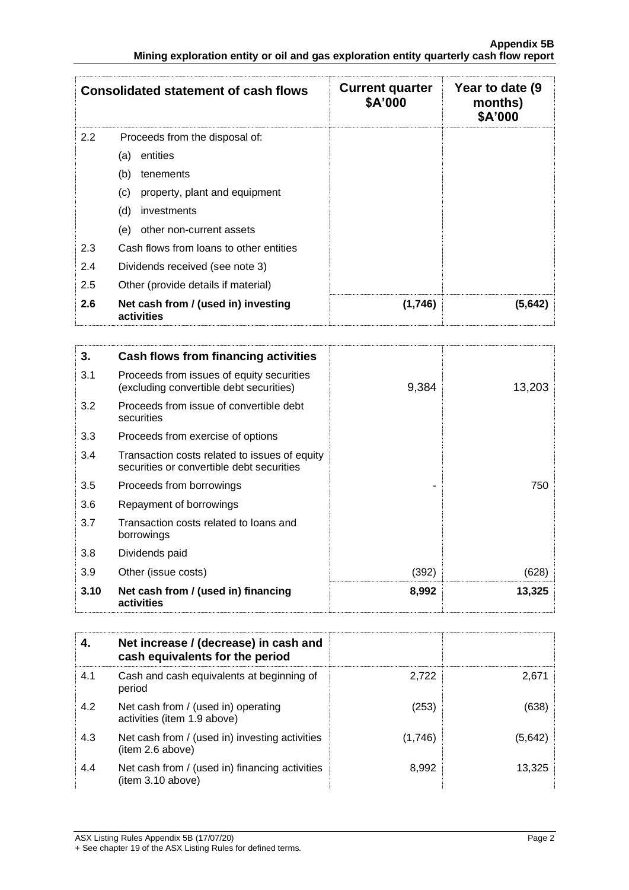| Consolidated statement of cash flows | | Current quarter $A'000 | Year to date (9 months) $A'000 |
|---|---|---|---|
| 2.2 | Proceeds from the disposal of: | | |
| | (a) entities | | |
| | (b) tenements | | |
| | (c) property, plant and equipment | | |
| | (d) investments | | |
| | (e) other non-current assets | | |
| 2.3 | Cash flows from loans to other entities | | |
| 2.4 | Dividends received (see note 3) | | |
| 2.5 | Other (provide details if material) | | |
| **2.6** | **Net cash from / (used in) investing activities** | **(1,746)** | **(5,642)** |

| **3.** | **Cash flows from financing activities** | | |
|---|---|---|---|
| 3.1 | Proceeds from issues of equity securities (excluding convertible debt securities) | 9,384 | 13,203 |
| 3.2 | Proceeds from issue of convertible debt securities | | |
| 3.3 | Proceeds from exercise of options | | |
| 3.4 | Transaction costs related to issues of equity securities or convertible debt securities | | |
| 3.5 | Proceeds from borrowings | - | 750 |
| 3.6 | Repayment of borrowings | | |
| 3.7 | Transaction costs related to loans and borrowings | | |
| 3.8 | Dividends paid | | |
| 3.9 | Other (issue costs) | (392) | (628) |
| **3.10** | **Net cash from / (used in) financing activities** | **8,992** | **13,325** |

| **4.** | **Net increase / (decrease) in cash and cash equivalents for the period** | | |
|---|---|---|---|
| 4.1 | Cash and cash equivalents at beginning of period | 2,722 | 2,671 |
| 4.2 | Net cash from / (used in) operating activities (item 1.9 above) | (253) | (638) |
| 4.3 | Net cash from / (used in) investing activities (item 2.6 above) | (1,746) | (5,642) |
| 4.4 | Net cash from / (used in) financing activities (item 3.10 above) | 8,992 | 13,325 |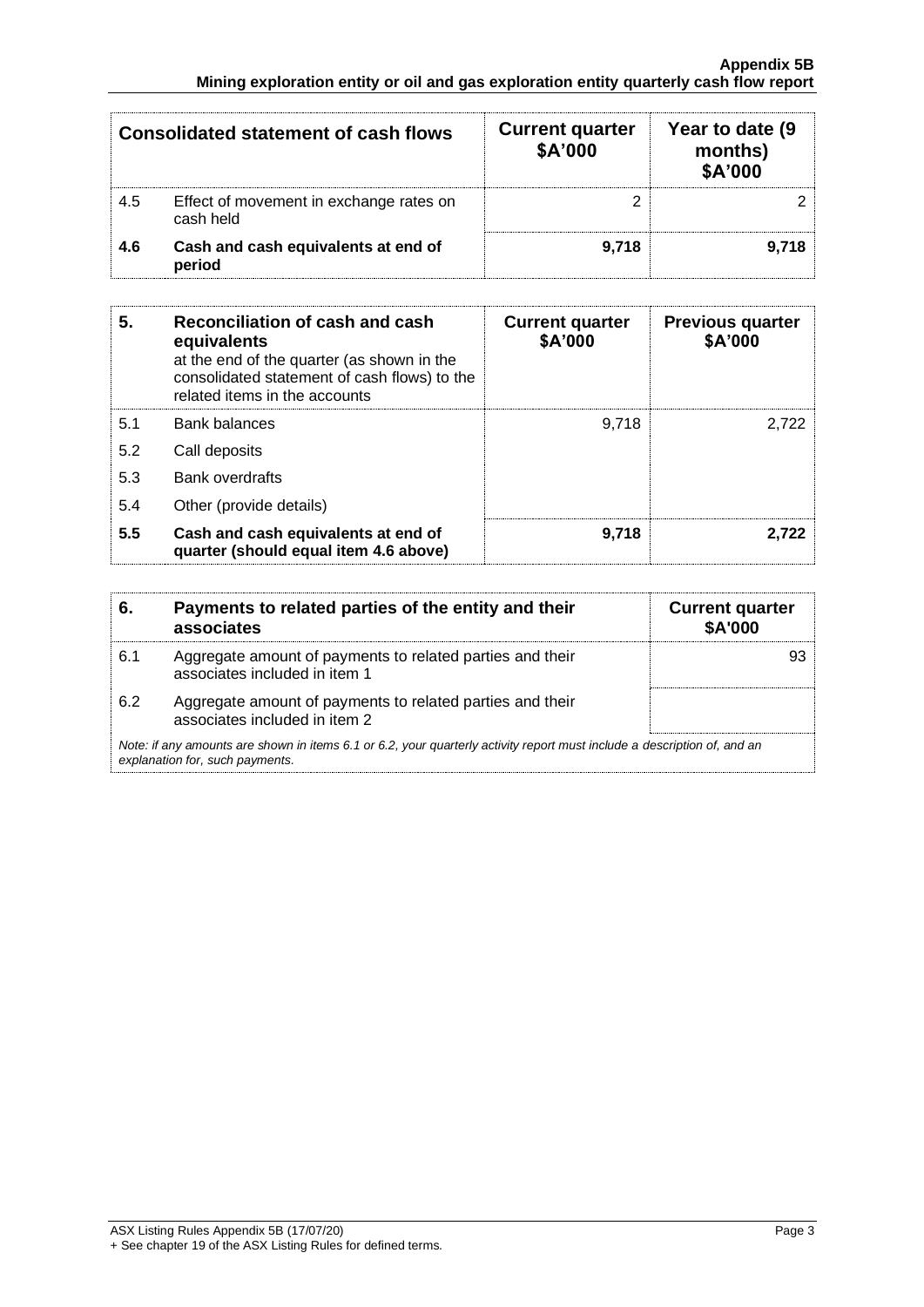| Consolidated statement of cash flows | | Current quarter \$A'000 | Year to date (9 months) \$A'000 |
|---|---|---|---|
| 4.5 | Effect of movement in exchange rates on cash held | 2 | 2 |
| **4.6** | **Cash and cash equivalents at end of period** | **9,718** | **9,718** |

| **5.** | **Reconciliation of cash and cash equivalents** at the end of the quarter (as shown in the consolidated statement of cash flows) to the related items in the accounts | **Current quarter \$A'000** | **Previous quarter \$A'000** |
|---|---|---|---|
| 5.1 | Bank balances | 9,718 | 2,722 |
| 5.2 | Call deposits | | |
| 5.3 | Bank overdrafts | | |
| 5.4 | Other (provide details) | | |
| **5.5** | **Cash and cash equivalents at end of quarter (should equal item 4.6 above)** | **9,718** | **2,722** |

| **6.** | **Payments to related parties of the entity and their associates** | **Current quarter \$A'000** |
|---|---|---|
| 6.1 | Aggregate amount of payments to related parties and their associates included in item 1 | 93 |
| 6.2 | Aggregate amount of payments to related parties and their associates included in item 2 | |

*Note: if any amounts are shown in items 6.1 or 6.2, your quarterly activity report must include a description of, and an explanation for, such payments.*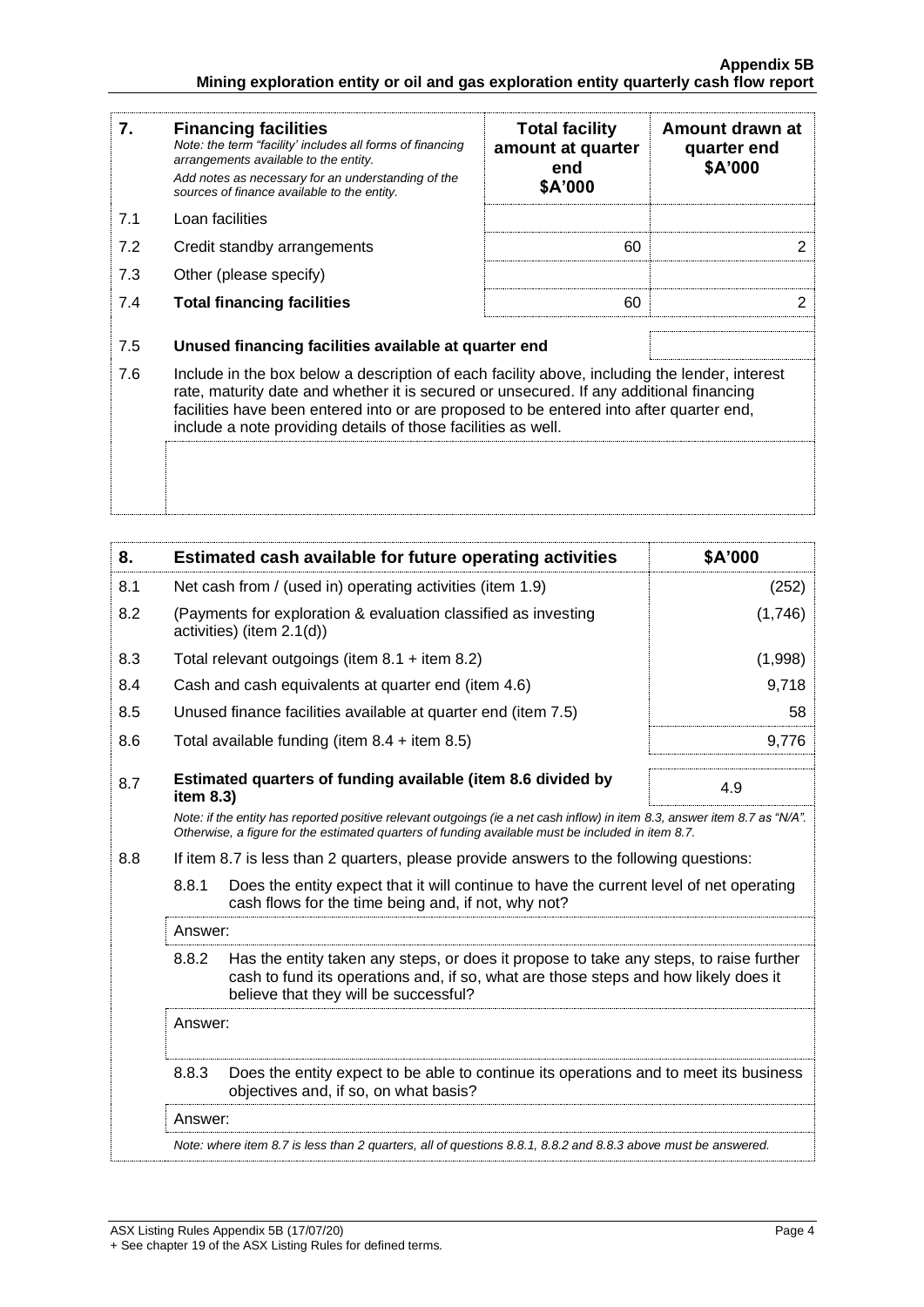| 7. | **Financing facilities**<br>*Note: the term "facility' includes all forms of financing arrangements available to the entity.*<br>*Add notes as necessary for an understanding of the sources of finance available to the entity.* | **Total facility amount at quarter end $A'000** | **Amount drawn at quarter end $A'000** |
|---|---|---|---|
| 7.1 | Loan facilities | | |
| 7.2 | Credit standby arrangements | 60 | 2 |
| 7.3 | Other (please specify) | | |
| 7.4 | **Total financing facilities** | 60 | 2 |

| | | |
|---|---|---|
| 7.5 | **Unused financing facilities available at quarter end** | |
| 7.6 | Include in the box below a description of each facility above, including the lender, interest rate, maturity date and whether it is secured or unsecured. If any additional financing facilities have been entered into or are proposed to be entered into after quarter end, include a note providing details of those facilities as well. | |

| 8. | **Estimated cash available for future operating activities** | **$A'000** |
|---|---|---|
| 8.1 | Net cash from / (used in) operating activities (item 1.9) | (252) |
| 8.2 | (Payments for exploration & evaluation classified as investing activities) (item 2.1(d)) | (1,746) |
| 8.3 | Total relevant outgoings (item 8.1 + item 8.2) | (1,998) |
| 8.4 | Cash and cash equivalents at quarter end (item 4.6) | 9,718 |
| 8.5 | Unused finance facilities available at quarter end (item 7.5) | 58 |
| 8.6 | Total available funding (item 8.4 + item 8.5) | 9,776 |
| 8.7 | **Estimated quarters of funding available (item 8.6 divided by item 8.3)** | 4.9 |

*Note: if the entity has reported positive relevant outgoings (ie a net cash inflow) in item 8.3, answer item 8.7 as "N/A". Otherwise, a figure for the estimated quarters of funding available must be included in item 8.7.*

8.8 If item 8.7 is less than 2 quarters, please provide answers to the following questions:

8.8.1 Does the entity expect that it will continue to have the current level of net operating cash flows for the time being and, if not, why not?

Answer:

8.8.2 Has the entity taken any steps, or does it propose to take any steps, to raise further cash to fund its operations and, if so, what are those steps and how likely does it believe that they will be successful?

Answer:

8.8.3 Does the entity expect to be able to continue its operations and to meet its business objectives and, if so, on what basis?

Answer:

*Note: where item 8.7 is less than 2 quarters, all of questions 8.8.1, 8.8.2 and 8.8.3 above must be answered.*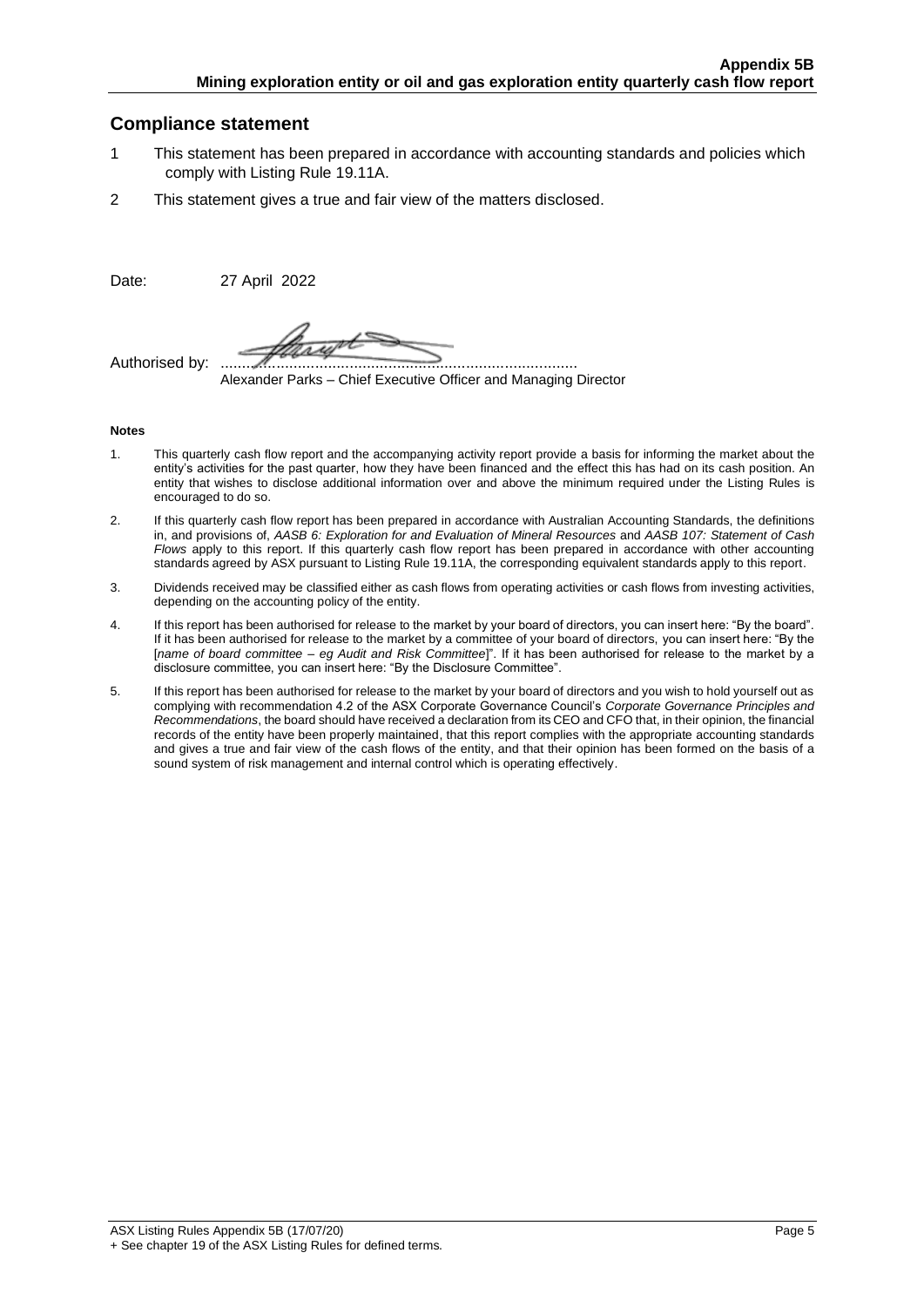## Compliance statement

1. This statement has been prepared in accordance with accounting standards and policies which comply with Listing Rule 19.11A.
2. This statement gives a true and fair view of the matters disclosed.

Date: 27 April 2022

Authorised by: ..........................................................................................

Alexander Parks – Chief Executive Officer and Managing Director

**Notes**

1. This quarterly cash flow report and the accompanying activity report provide a basis for informing the market about the entity's activities for the past quarter, how they have been financed and the effect this has had on its cash position. An entity that wishes to disclose additional information over and above the minimum required under the Listing Rules is encouraged to do so.
2. If this quarterly cash flow report has been prepared in accordance with Australian Accounting Standards, the definitions in, and provisions of, *AASB 6: Exploration for and Evaluation of Mineral Resources* and *AASB 107: Statement of Cash Flows* apply to this report. If this quarterly cash flow report has been prepared in accordance with other accounting standards agreed by ASX pursuant to Listing Rule 19.11A, the corresponding equivalent standards apply to this report.
3. Dividends received may be classified either as cash flows from operating activities or cash flows from investing activities, depending on the accounting policy of the entity.
4. If this report has been authorised for release to the market by your board of directors, you can insert here: "By the board". If it has been authorised for release to the market by a committee of your board of directors, you can insert here: "By the [*name of board committee – eg Audit and Risk Committee*]". If it has been authorised for release to the market by a disclosure committee, you can insert here: "By the Disclosure Committee".
5. If this report has been authorised for release to the market by your board of directors and you wish to hold yourself out as complying with recommendation 4.2 of the ASX Corporate Governance Council's *Corporate Governance Principles and Recommendations*, the board should have received a declaration from its CEO and CFO that, in their opinion, the financial records of the entity have been properly maintained, that this report complies with the appropriate accounting standards and gives a true and fair view of the cash flows of the entity, and that their opinion has been formed on the basis of a sound system of risk management and internal control which is operating effectively.